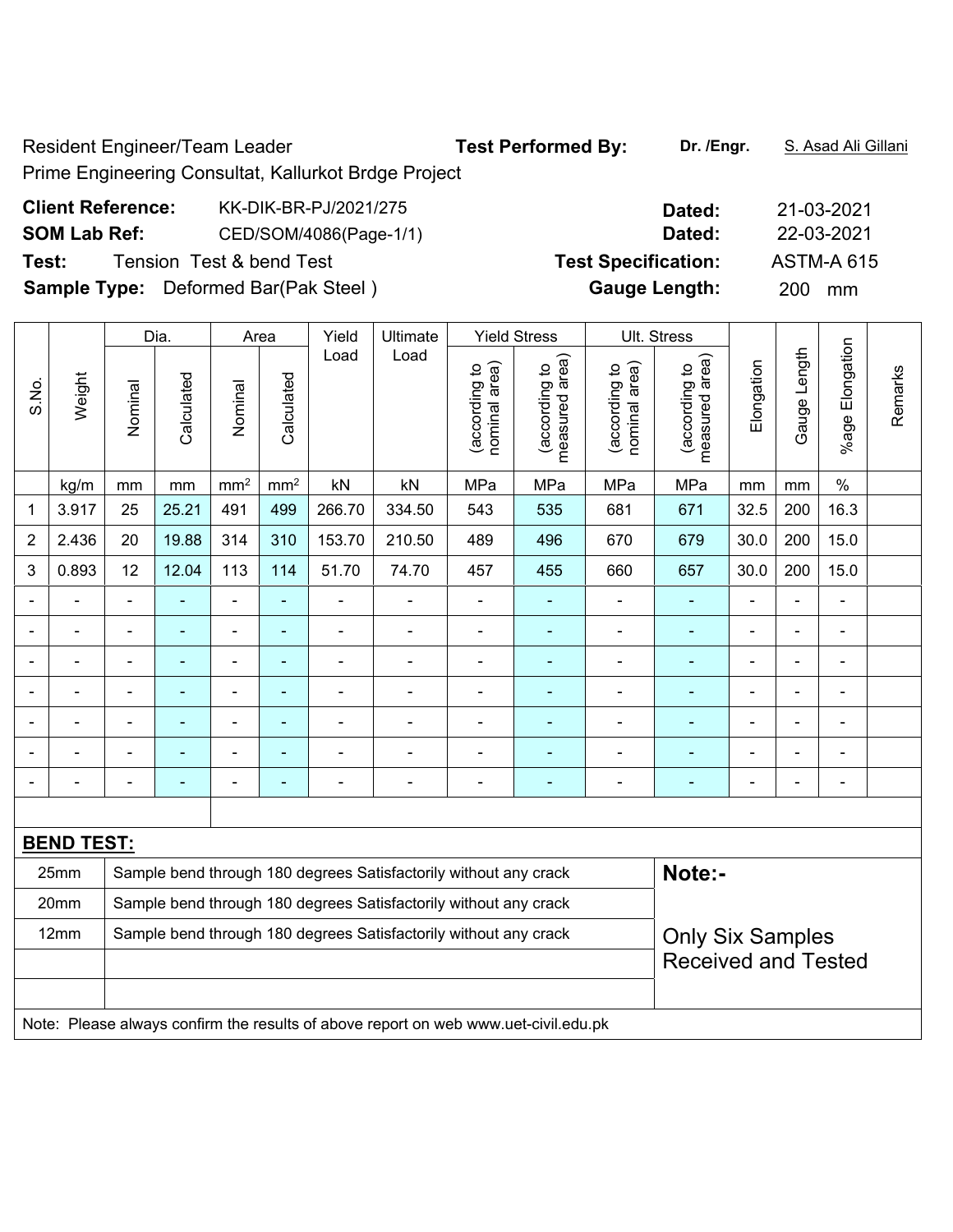Resident Engineer/Team Leader

Prime Engineering Consultat, Kallurkot Brdge Project

**Test Performed By:** **Dr. /Engr.** S. Asad Ali Gillani

**Client Reference:** KK-DIK-BR-PJ/2021/275 **Dated:** 21-03-2021

**SOM Lab Ref:** CED/SOM/4086(Page-1/1) **Dated:** 22-03-2021

**Test:** Tension Test & bend Test **Test Specification:** ASTM-A 615

**Sample Type:** Deformed Bar(Pak Steel ) **Gauge Length:** 200 mm

| S.No. | Weight | Dia. | | Area | | Yield Load | Ultimate Load | Yield Stress | | Ult. Stress | | Elongation | Gauge Length | %age Elongation | Remarks |
|---|---|---|---|---|---|---|---|---|---|---|---|---|---|---|---|
| | | Nominal | Calculated | Nominal | Calculated | | | (according to nominal area) | (according to measured area) | (according to nominal area) | (according to measured area) | | | | |
| | kg/m | mm | mm | mm² | mm² | kN | kN | MPa | MPa | MPa | MPa | mm | mm | % | |
| 1 | 3.917 | 25 | 25.21 | 491 | 499 | 266.70 | 334.50 | 543 | 535 | 681 | 671 | 32.5 | 200 | 16.3 | |
| 2 | 2.436 | 20 | 19.88 | 314 | 310 | 153.70 | 210.50 | 489 | 496 | 670 | 679 | 30.0 | 200 | 15.0 | |
| 3 | 0.893 | 12 | 12.04 | 113 | 114 | 51.70 | 74.70 | 457 | 455 | 660 | 657 | 30.0 | 200 | 15.0 | |
| - | - | - | - | - | - | - | - | - | - | - | - | - | - | - | |
| - | - | - | - | - | - | - | - | - | - | - | - | - | - | - | |
| - | - | - | - | - | - | - | - | - | - | - | - | - | - | - | |
| - | - | - | - | - | - | - | - | - | - | - | - | - | - | - | |
| - | - | - | - | - | - | - | - | - | - | - | - | - | - | - | |
| - | - | - | - | - | - | - | - | - | - | - | - | - | - | - | |
| - | - | - | - | - | - | - | - | - | - | - | - | - | - | - | |

**BEND TEST:**

| Size | Result |
|---|---|
| 25mm | Sample bend through 180 degrees Satisfactorily without any crack |
| 20mm | Sample bend through 180 degrees Satisfactorily without any crack |
| 12mm | Sample bend through 180 degrees Satisfactorily without any crack |

**Note:-**

Only Six Samples Received and Tested

Note: Please always confirm the results of above report on web www.uet-civil.edu.pk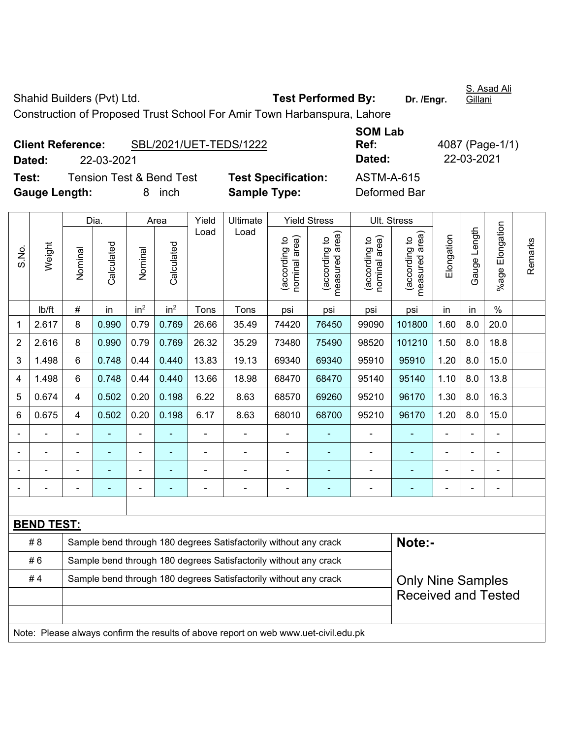Shahid Builders (Pvt) Ltd. **Test Performed By:** **Dr. /Engr.** S. Asad Ali Gillani

Construction of Proposed Trust School For Amir Town Harbanspura, Lahore

**Client Reference:** SBL/2021/UET-TEDS/1222 **SOM Lab Ref:** 4087 (Page-1/1)

**Dated:** 22-03-2021 **Dated:** 22-03-2021

**Test:** Tension Test & Bend Test **Test Specification:** ASTM-A-615

**Gauge Length:** 8 inch **Sample Type:** Deformed Bar

| S.No. | Weight | Dia. | | Area | | Yield Load | Ultimate Load | Yield Stress | | Ult. Stress | | Elongation | Gauge Length | %age Elongation | Remarks |
|---|---|---|---|---|---|---|---|---|---|---|---|---|---|---|---|
| | | Nominal | Calculated | Nominal | Calculated | | | (according to nominal area) | (according to measured area) | (according to nominal area) | (according to measured area) | | | | |
| | lb/ft | # | in | in$^2$ | in$^2$ | Tons | Tons | psi | psi | psi | psi | in | in | % | |
| 1 | 2.617 | 8 | 0.990 | 0.79 | 0.769 | 26.66 | 35.49 | 74420 | 76450 | 99090 | 101800 | 1.60 | 8.0 | 20.0 | |
| 2 | 2.616 | 8 | 0.990 | 0.79 | 0.769 | 26.32 | 35.29 | 73480 | 75490 | 98520 | 101210 | 1.50 | 8.0 | 18.8 | |
| 3 | 1.498 | 6 | 0.748 | 0.44 | 0.440 | 13.83 | 19.13 | 69340 | 69340 | 95910 | 95910 | 1.20 | 8.0 | 15.0 | |
| 4 | 1.498 | 6 | 0.748 | 0.44 | 0.440 | 13.66 | 18.98 | 68470 | 68470 | 95140 | 95140 | 1.10 | 8.0 | 13.8 | |
| 5 | 0.674 | 4 | 0.502 | 0.20 | 0.198 | 6.22 | 8.63 | 68570 | 69260 | 95210 | 96170 | 1.30 | 8.0 | 16.3 | |
| 6 | 0.675 | 4 | 0.502 | 0.20 | 0.198 | 6.17 | 8.63 | 68010 | 68700 | 95210 | 96170 | 1.20 | 8.0 | 15.0 | |
| - | - | - | - | - | - | - | - | - | - | - | - | - | - | - | |
| - | - | - | - | - | - | - | - | - | - | - | - | - | - | - | |
| - | - | - | - | - | - | - | - | - | - | - | - | - | - | - | |
| - | - | - | - | - | - | - | - | - | - | - | - | - | - | - | |

**BEND TEST:**

| | | |
|---|---|---|
| # 8 | Sample bend through 180 degrees Satisfactorily without any crack | **Note:-** |
| # 6 | Sample bend through 180 degrees Satisfactorily without any crack | |
| # 4 | Sample bend through 180 degrees Satisfactorily without any crack | Only Nine Samples Received and Tested |

Note: Please always confirm the results of above report on web www.uet-civil.edu.pk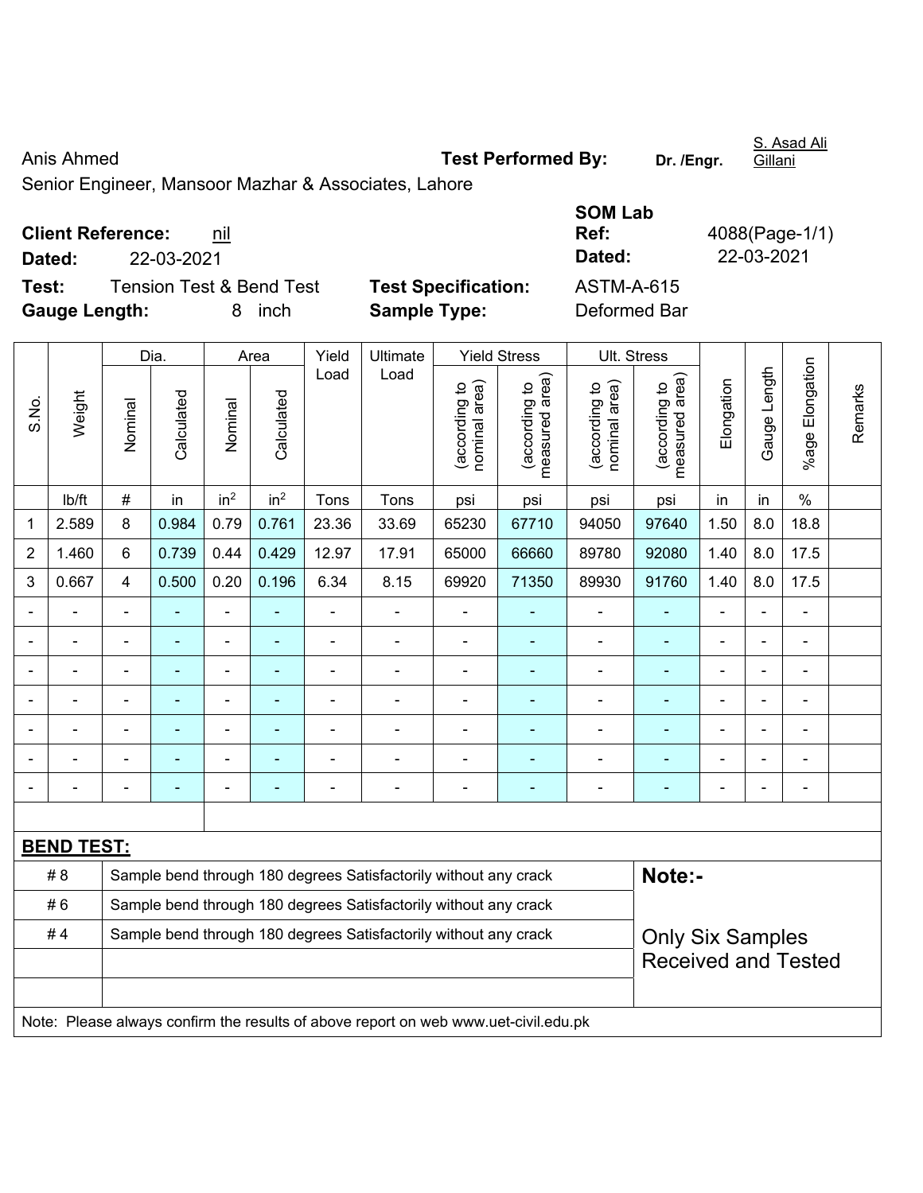Anis Ahmed

Senior Engineer, Mansoor Mazhar & Associates, Lahore

**Test Performed By:** Dr. /Engr. S. Asad Ali Gillani

**Client Reference:** nil

**Dated:** 22-03-2021

**SOM Lab Ref:** 4088(Page-1/1)

**Dated:** 22-03-2021

**Test:** Tension Test & Bend Test

**Test Specification:** ASTM-A-615

**Gauge Length:** 8 inch

**Sample Type:** Deformed Bar

| S.No. | Weight | Dia. | | Area | | Yield Load | Ultimate Load | Yield Stress | | Ult. Stress | | Elongation | Gauge Length | %age Elongation | Remarks |
|---|---|---|---|---|---|---|---|---|---|---|---|---|---|---|---|
| | | Nominal | Calculated | Nominal | Calculated | | | (according to nominal area) | (according to measured area) | (according to nominal area) | (according to measured area) | | | | |
| | lb/ft | # | in | $in^2$ | $in^2$ | Tons | Tons | psi | psi | psi | psi | in | in | % | |
| 1 | 2.589 | 8 | 0.984 | 0.79 | 0.761 | 23.36 | 33.69 | 65230 | 67710 | 94050 | 97640 | 1.50 | 8.0 | 18.8 | |
| 2 | 1.460 | 6 | 0.739 | 0.44 | 0.429 | 12.97 | 17.91 | 65000 | 66660 | 89780 | 92080 | 1.40 | 8.0 | 17.5 | |
| 3 | 0.667 | 4 | 0.500 | 0.20 | 0.196 | 6.34 | 8.15 | 69920 | 71350 | 89930 | 91760 | 1.40 | 8.0 | 17.5 | |
| - | - | - | - | - | - | - | - | - | - | - | - | - | - | - | |
| - | - | - | - | - | - | - | - | - | - | - | - | - | - | - | |
| - | - | - | - | - | - | - | - | - | - | - | - | - | - | - | |
| - | - | - | - | - | - | - | - | - | - | - | - | - | - | - | |
| - | - | - | - | - | - | - | - | - | - | - | - | - | - | - | |
| - | - | - | - | - | - | - | - | - | - | - | - | - | - | - | |
| - | - | - | - | - | - | - | - | - | - | - | - | - | - | - | |

**BEND TEST:**

| | | |
|---|---|---|
| # 8 | Sample bend through 180 degrees Satisfactorily without any crack | **Note:-** |
| # 6 | Sample bend through 180 degrees Satisfactorily without any crack | |
| # 4 | Sample bend through 180 degrees Satisfactorily without any crack | Only Six Samples Received and Tested |

Note: Please always confirm the results of above report on web www.uet-civil.edu.pk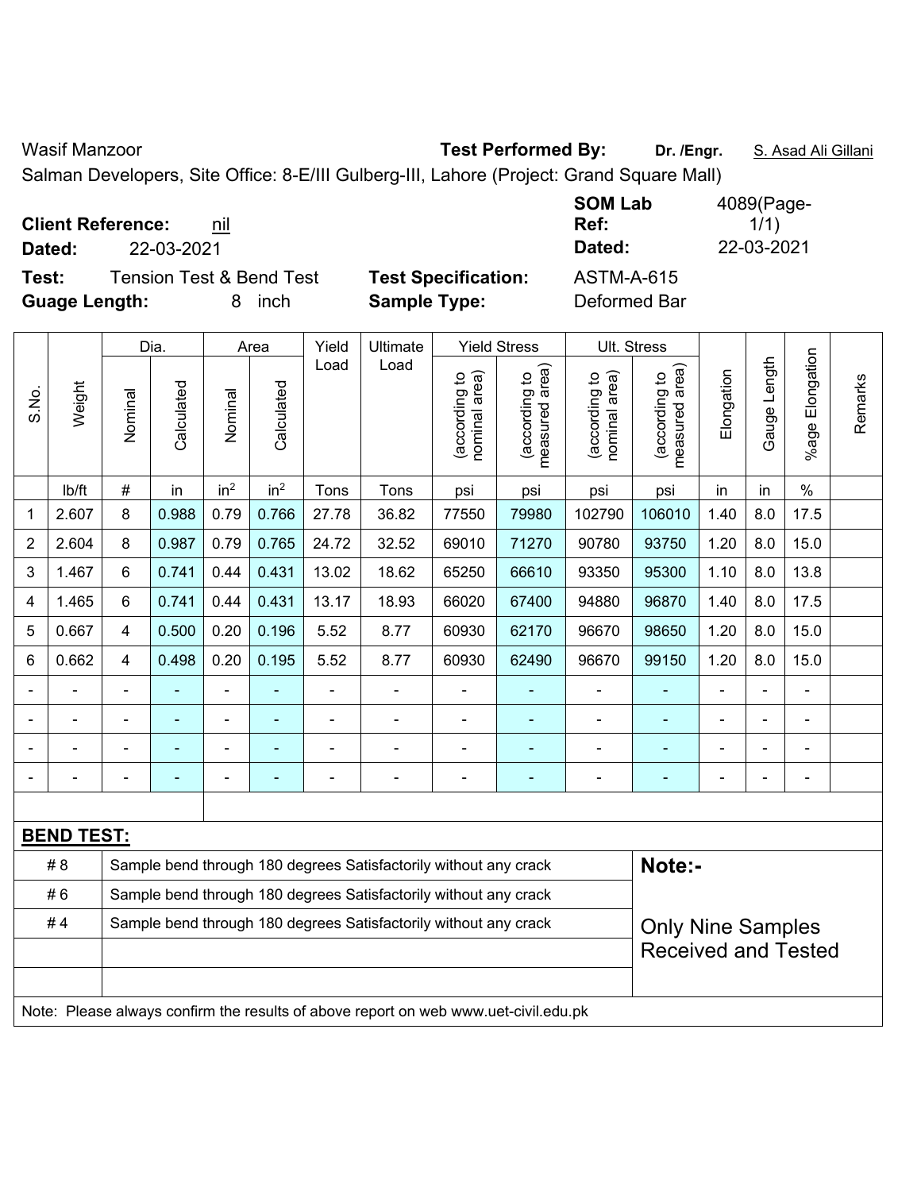Wasif Manzoor **Test Performed By:** **Dr. /Engr.** S. Asad Ali Gillani

Salman Developers, Site Office: 8-E/III Gulberg-III, Lahore (Project: Grand Square Mall)

**Client Reference:** nil **SOM Lab Ref:** 4089(Page-1/1)

**Dated:** 22-03-2021 **Dated:** 22-03-2021

**Test:** Tension Test & Bend Test **Test Specification:** ASTM-A-615

**Guage Length:** 8 inch **Sample Type:** Deformed Bar

| S.No. | Weight | Dia. | | Area | | Yield Load | Ultimate Load | Yield Stress | | Ult. Stress | | Elongation | Gauge Length | %age Elongation | Remarks |
|---|---|---|---|---|---|---|---|---|---|---|---|---|---|---|---|
| | | Nominal | Calculated | Nominal | Calculated | | | (according to nominal area) | (according to measured area) | (according to nominal area) | (according to measured area) | | | | |
| | lb/ft | # | in | in$^2$ | in$^2$ | Tons | Tons | psi | psi | psi | psi | in | in | % | |
| 1 | 2.607 | 8 | 0.988 | 0.79 | 0.766 | 27.78 | 36.82 | 77550 | 79980 | 102790 | 106010 | 1.40 | 8.0 | 17.5 | |
| 2 | 2.604 | 8 | 0.987 | 0.79 | 0.765 | 24.72 | 32.52 | 69010 | 71270 | 90780 | 93750 | 1.20 | 8.0 | 15.0 | |
| 3 | 1.467 | 6 | 0.741 | 0.44 | 0.431 | 13.02 | 18.62 | 65250 | 66610 | 93350 | 95300 | 1.10 | 8.0 | 13.8 | |
| 4 | 1.465 | 6 | 0.741 | 0.44 | 0.431 | 13.17 | 18.93 | 66020 | 67400 | 94880 | 96870 | 1.40 | 8.0 | 17.5 | |
| 5 | 0.667 | 4 | 0.500 | 0.20 | 0.196 | 5.52 | 8.77 | 60930 | 62170 | 96670 | 98650 | 1.20 | 8.0 | 15.0 | |
| 6 | 0.662 | 4 | 0.498 | 0.20 | 0.195 | 5.52 | 8.77 | 60930 | 62490 | 96670 | 99150 | 1.20 | 8.0 | 15.0 | |
| - | - | - | - | - | - | - | - | - | - | - | - | - | - | - | |
| - | - | - | - | - | - | - | - | - | - | - | - | - | - | - | |
| - | - | - | - | - | - | - | - | - | - | - | - | - | - | - | |
| - | - | - | - | - | - | - | - | - | - | - | - | - | - | - | |

**BEND TEST:**

| | | |
|---|---|---|
| # 8 | Sample bend through 180 degrees Satisfactorily without any crack | **Note:-** |
| # 6 | Sample bend through 180 degrees Satisfactorily without any crack | |
| # 4 | Sample bend through 180 degrees Satisfactorily without any crack | Only Nine Samples Received and Tested |
| | | |
| | | |

Note: Please always confirm the results of above report on web www.uet-civil.edu.pk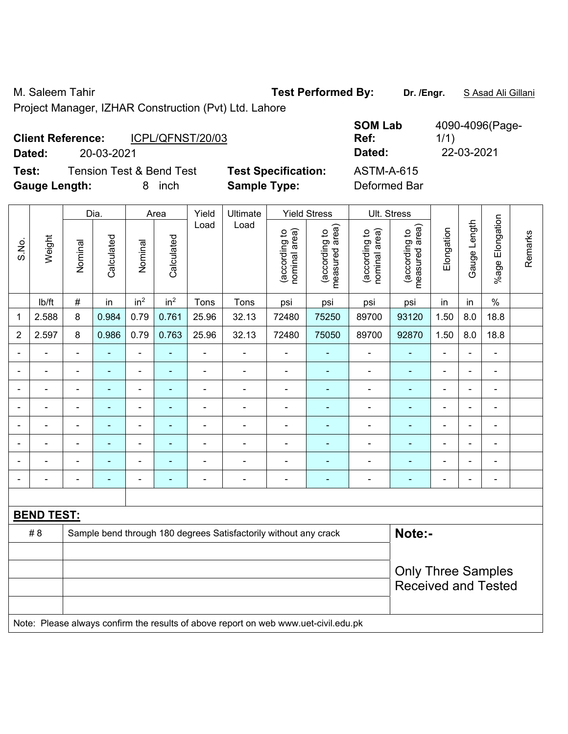M. Saleem Tahir

Project Manager, IZHAR Construction (Pvt) Ltd. Lahore

**Test Performed By:** **Dr. /Engr.** S Asad Ali Gillani

**Client Reference:** ICPL/QFNST/20/03

**Dated:** 20-03-2021

**SOM Lab Ref:** 4090-4096(Page-1/1)

**Dated:** 22-03-2021

**Test:** Tension Test & Bend Test

**Test Specification:** ASTM-A-615

**Gauge Length:** 8 inch

**Sample Type:** Deformed Bar

| S.No. | Weight | Dia. | | Area | | Yield Load | Ultimate Load | Yield Stress | | Ult. Stress | | Elongation | Gauge Length | %age Elongation | Remarks |
|---|---|---|---|---|---|---|---|---|---|---|---|---|---|---|---|
| | | Nominal | Calculated | Nominal | Calculated | | | (according to nominal area) | (according to measured area) | (according to nominal area) | (according to measured area) | | | | |
| | lb/ft | # | in | in$^2$ | in$^2$ | Tons | Tons | psi | psi | psi | psi | in | in | % | |
| 1 | 2.588 | 8 | 0.984 | 0.79 | 0.761 | 25.96 | 32.13 | 72480 | 75250 | 89700 | 93120 | 1.50 | 8.0 | 18.8 | |
| 2 | 2.597 | 8 | 0.986 | 0.79 | 0.763 | 25.96 | 32.13 | 72480 | 75050 | 89700 | 92870 | 1.50 | 8.0 | 18.8 | |
| - | - | - | - | - | - | - | - | - | - | - | - | - | - | - | |
| - | - | - | - | - | - | - | - | - | - | - | - | - | - | - | |
| - | - | - | - | - | - | - | - | - | - | - | - | - | - | - | |
| - | - | - | - | - | - | - | - | - | - | - | - | - | - | - | |
| - | - | - | - | - | - | - | - | - | - | - | - | - | - | - | |
| - | - | - | - | - | - | - | - | - | - | - | - | - | - | - | |
| - | - | - | - | - | - | - | - | - | - | - | - | - | - | - | |
| - | - | - | - | - | - | - | - | - | - | - | - | - | - | - | |

**BEND TEST:**

| | | |
|---|---|---|
| # 8 | Sample bend through 180 degrees Satisfactorily without any crack | **Note:-** |
| | | Only Three Samples Received and Tested |

Note: Please always confirm the results of above report on web www.uet-civil.edu.pk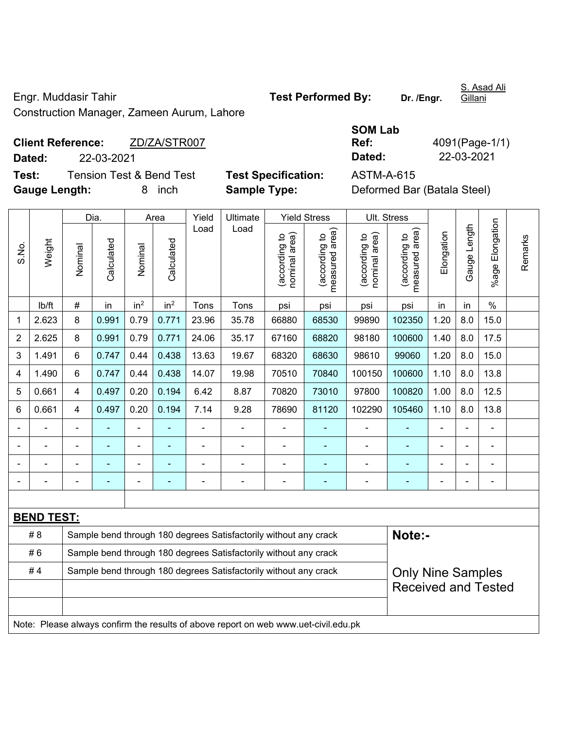Engr. Muddasir Tahir

Construction Manager, Zameen Aurum, Lahore

**Test Performed By:** Dr. /Engr. S. Asad Ali Gillani

**Client Reference:** ZD/ZA/STR007

**Dated:** 22-03-2021

**SOM Lab Ref:** 4091(Page-1/1)

**Dated:** 22-03-2021

**Test:** Tension Test & Bend Test

**Test Specification:** ASTM-A-615

**Gauge Length:** 8 inch

**Sample Type:** Deformed Bar (Batala Steel)

| S.No. | Weight | Dia. | | Area | | Yield Load | Ultimate Load | Yield Stress | | Ult. Stress | | Elongation | Gauge Length | %age Elongation | Remarks |
|---|---|---|---|---|---|---|---|---|---|---|---|---|---|---|---|
| | | Nominal | Calculated | Nominal | Calculated | | | (according to nominal area) | (according to measured area) | (according to nominal area) | (according to measured area) | | | | |
| | lb/ft | # | in | $in^2$ | $in^2$ | Tons | Tons | psi | psi | psi | psi | in | in | % | |
| 1 | 2.623 | 8 | 0.991 | 0.79 | 0.771 | 23.96 | 35.78 | 66880 | 68530 | 99890 | 102350 | 1.20 | 8.0 | 15.0 | |
| 2 | 2.625 | 8 | 0.991 | 0.79 | 0.771 | 24.06 | 35.17 | 67160 | 68820 | 98180 | 100600 | 1.40 | 8.0 | 17.5 | |
| 3 | 1.491 | 6 | 0.747 | 0.44 | 0.438 | 13.63 | 19.67 | 68320 | 68630 | 98610 | 99060 | 1.20 | 8.0 | 15.0 | |
| 4 | 1.490 | 6 | 0.747 | 0.44 | 0.438 | 14.07 | 19.98 | 70510 | 70840 | 100150 | 100600 | 1.10 | 8.0 | 13.8 | |
| 5 | 0.661 | 4 | 0.497 | 0.20 | 0.194 | 6.42 | 8.87 | 70820 | 73010 | 97800 | 100820 | 1.00 | 8.0 | 12.5 | |
| 6 | 0.661 | 4 | 0.497 | 0.20 | 0.194 | 7.14 | 9.28 | 78690 | 81120 | 102290 | 105460 | 1.10 | 8.0 | 13.8 | |
| - | - | - | - | - | - | - | - | - | - | - | - | - | - | - | |
| - | - | - | - | - | - | - | - | - | - | - | - | - | - | - | |
| - | - | - | - | - | - | - | - | - | - | - | - | - | - | - | |
| - | - | - | - | - | - | - | - | - | - | - | - | - | - | - | |

**BEND TEST:**

| | |
|---|---|
| # 8 | Sample bend through 180 degrees Satisfactorily without any crack |
| # 6 | Sample bend through 180 degrees Satisfactorily without any crack |
| # 4 | Sample bend through 180 degrees Satisfactorily without any crack |

**Note:-**

Only Nine Samples Received and Tested

Note: Please always confirm the results of above report on web www.uet-civil.edu.pk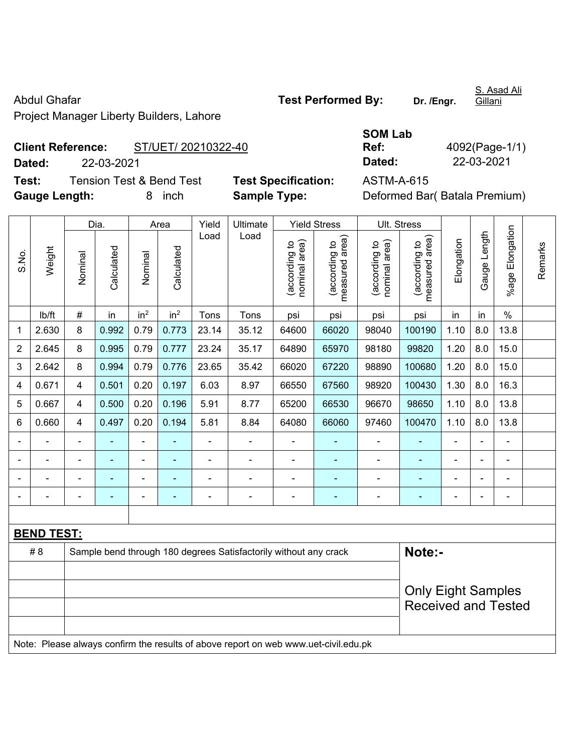Abdul Ghafar

Project Manager Liberty Builders, Lahore

**Test Performed By:** **Dr. /Engr.** S. Asad Ali Gillani

**Client Reference:** ST/UET/ 20210322-40

**Dated:** 22-03-2021

**SOM Lab Ref:** 4092(Page-1/1)

**Dated:** 22-03-2021

**Test:** Tension Test & Bend Test

**Test Specification:** ASTM-A-615

**Gauge Length:** 8 inch

**Sample Type:** Deformed Bar( Batala Premium)

| S.No. | Weight | Dia. | | Area | | Yield Load | Ultimate Load | Yield Stress | | Ult. Stress | | Elongation | Gauge Length | %age Elongation | Remarks |
|---|---|---|---|---|---|---|---|---|---|---|---|---|---|---|---|
| | | Nominal | Calculated | Nominal | Calculated | | | (according to nominal area) | (according to measured area) | (according to nominal area) | (according to measured area) | | | | |
| | lb/ft | # | in | $in^2$ | $in^2$ | Tons | Tons | psi | psi | psi | psi | in | in | % | |
| 1 | 2.630 | 8 | 0.992 | 0.79 | 0.773 | 23.14 | 35.12 | 64600 | 66020 | 98040 | 100190 | 1.10 | 8.0 | 13.8 | |
| 2 | 2.645 | 8 | 0.995 | 0.79 | 0.777 | 23.24 | 35.17 | 64890 | 65970 | 98180 | 99820 | 1.20 | 8.0 | 15.0 | |
| 3 | 2.642 | 8 | 0.994 | 0.79 | 0.776 | 23.65 | 35.42 | 66020 | 67220 | 98890 | 100680 | 1.20 | 8.0 | 15.0 | |
| 4 | 0.671 | 4 | 0.501 | 0.20 | 0.197 | 6.03 | 8.97 | 66550 | 67560 | 98920 | 100430 | 1.30 | 8.0 | 16.3 | |
| 5 | 0.667 | 4 | 0.500 | 0.20 | 0.196 | 5.91 | 8.77 | 65200 | 66530 | 96670 | 98650 | 1.10 | 8.0 | 13.8 | |
| 6 | 0.660 | 4 | 0.497 | 0.20 | 0.194 | 5.81 | 8.84 | 64080 | 66060 | 97460 | 100470 | 1.10 | 8.0 | 13.8 | |
| - | - | - | - | - | - | - | - | - | - | - | - | - | - | - | |
| - | - | - | - | - | - | - | - | - | - | - | - | - | - | - | |
| - | - | - | - | - | - | - | - | - | - | - | - | - | - | - | |
| - | - | - | - | - | - | - | - | - | - | - | - | - | - | - | |

**BEND TEST:**

| | | |
|---|---|---|
| # 8 | Sample bend through 180 degrees Satisfactorily without any crack | **Note:-** |
| | | Only Eight Samples Received and Tested |

Note: Please always confirm the results of above report on web www.uet-civil.edu.pk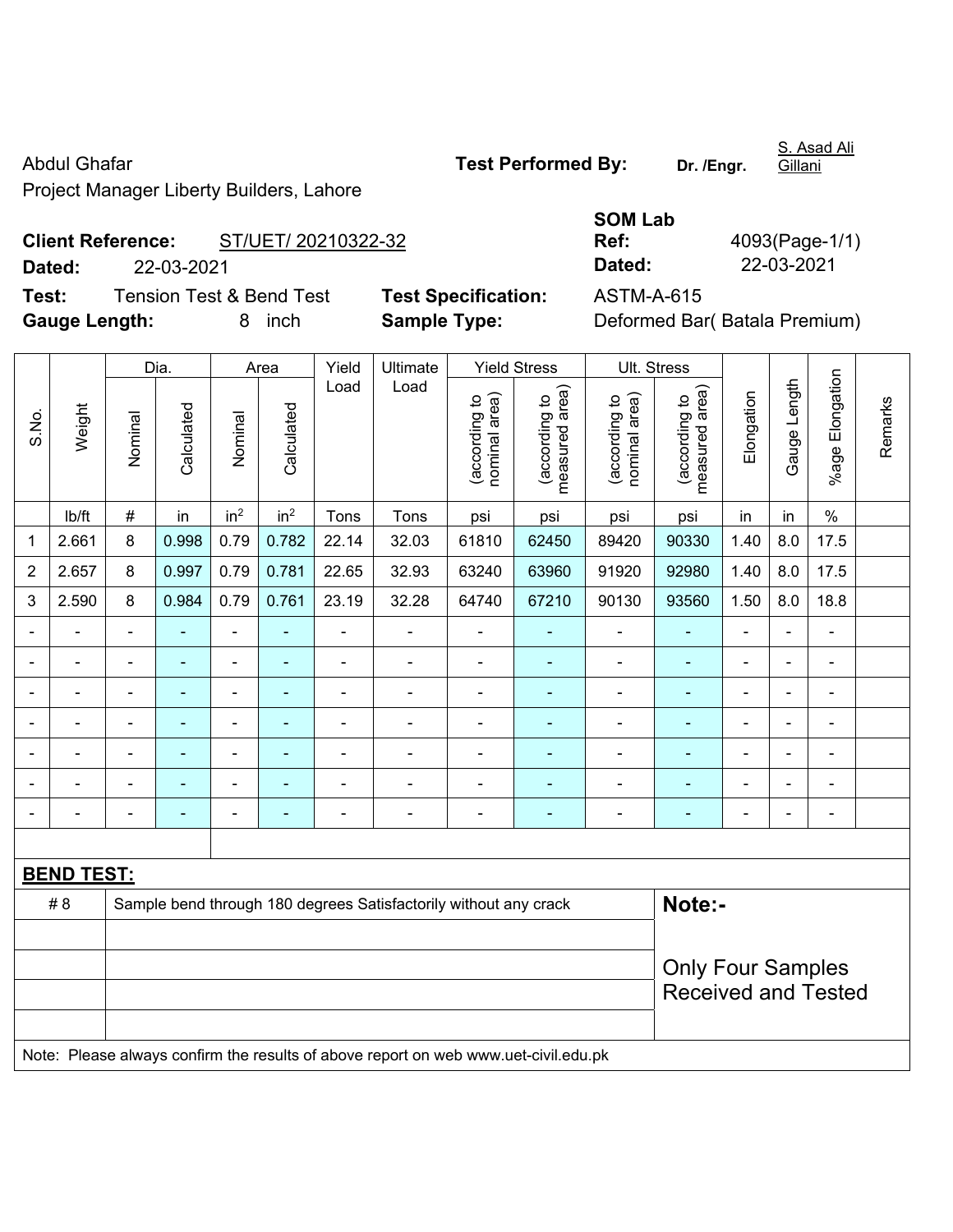Abdul Ghafar

Project Manager Liberty Builders, Lahore

**Test Performed By:** Dr. /Engr. S. Asad Ali Gillani

**Client Reference:** ST/UET/ 20210322-32

**Dated:** 22-03-2021

**SOM Lab Ref:** 4093(Page-1/1)

**Dated:** 22-03-2021

**Test:** Tension Test & Bend Test

**Test Specification:** ASTM-A-615

**Gauge Length:** 8 inch

**Sample Type:** Deformed Bar( Batala Premium)

| S.No. | Weight | Dia. | | Area | | Yield Load | Ultimate Load | Yield Stress | | Ult. Stress | | Elongation | Gauge Length | %age Elongation | Remarks |
|---|---|---|---|---|---|---|---|---|---|---|---|---|---|---|---|
| | | Nominal | Calculated | Nominal | Calculated | | | (according to nominal area) | (according to measured area) | (according to nominal area) | (according to measured area) | | | | |
| | lb/ft | # | in | in$^2$ | in$^2$ | Tons | Tons | psi | psi | psi | psi | in | in | % | |
| 1 | 2.661 | 8 | 0.998 | 0.79 | 0.782 | 22.14 | 32.03 | 61810 | 62450 | 89420 | 90330 | 1.40 | 8.0 | 17.5 | |
| 2 | 2.657 | 8 | 0.997 | 0.79 | 0.781 | 22.65 | 32.93 | 63240 | 63960 | 91920 | 92980 | 1.40 | 8.0 | 17.5 | |
| 3 | 2.590 | 8 | 0.984 | 0.79 | 0.761 | 23.19 | 32.28 | 64740 | 67210 | 90130 | 93560 | 1.50 | 8.0 | 18.8 | |
| - | - | - | - | - | - | - | - | - | - | - | - | - | - | - | |
| - | - | - | - | - | - | - | - | - | - | - | - | - | - | - | |
| - | - | - | - | - | - | - | - | - | - | - | - | - | - | - | |
| - | - | - | - | - | - | - | - | - | - | - | - | - | - | - | |
| - | - | - | - | - | - | - | - | - | - | - | - | - | - | - | |
| - | - | - | - | - | - | - | - | - | - | - | - | - | - | - | |
| - | - | - | - | - | - | - | - | - | - | - | - | - | - | - | |

**BEND TEST:**

| | | |
|---|---|---|
| # 8 | Sample bend through 180 degrees Satisfactorily without any crack | **Note:-** Only Four Samples Received and Tested |

Note: Please always confirm the results of above report on web www.uet-civil.edu.pk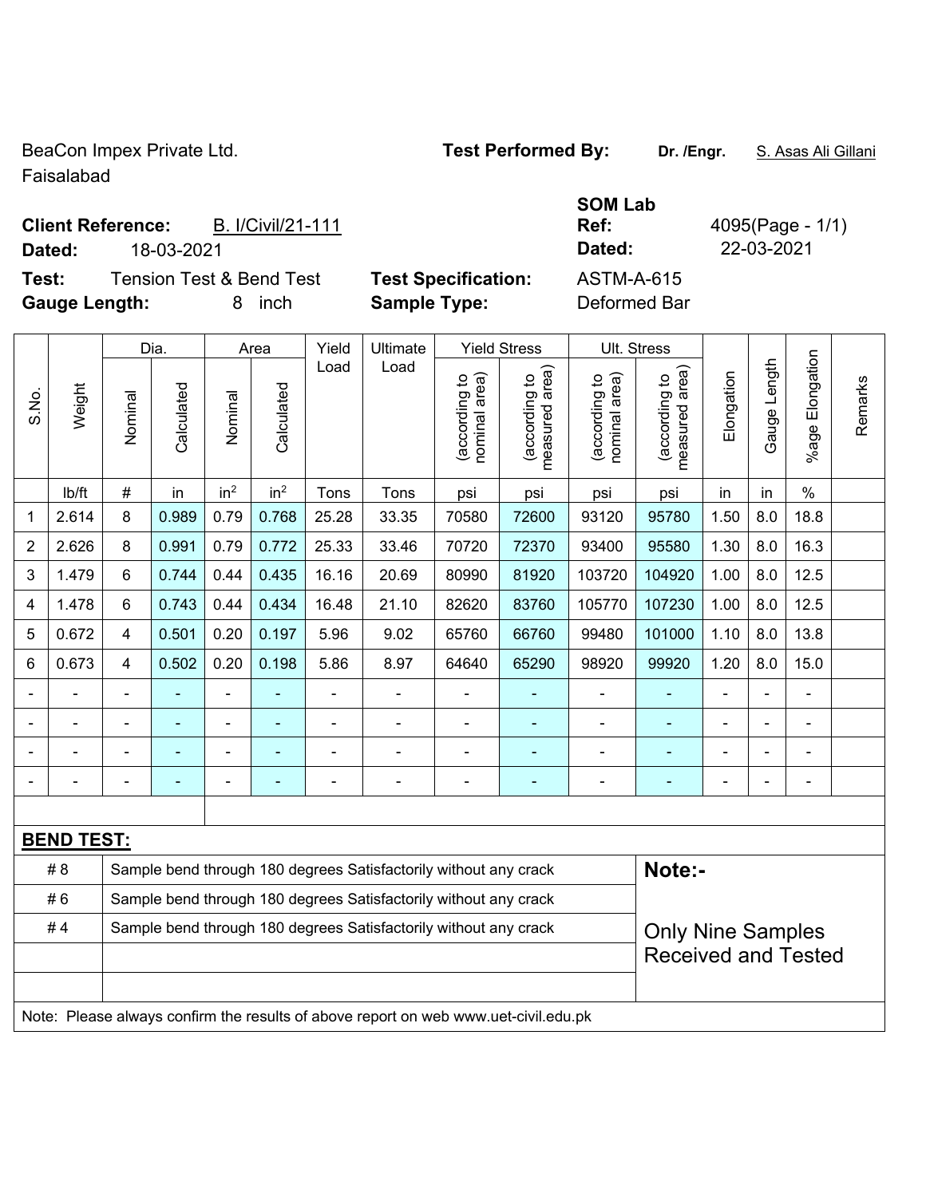BeaCon Impex Private Ltd.
Faisalabad

**Test Performed By:** **Dr. /Engr.** S. Asas Ali Gillani

**Client Reference:** B. I/Civil/21-111
**Dated:** 18-03-2021

**SOM Lab Ref:** 4095(Page - 1/1)
**Dated:** 22-03-2021

**Test:** Tension Test & Bend Test
**Test Specification:** ASTM-A-615
**Gauge Length:** 8 inch
**Sample Type:** Deformed Bar

| S.No. | Weight | Dia. | | Area | | Yield Load | Ultimate Load | Yield Stress | | Ult. Stress | | Elongation | Gauge Length | %age Elongation | Remarks |
|---|---|---|---|---|---|---|---|---|---|---|---|---|---|---|---|
| | | Nominal | Calculated | Nominal | Calculated | | | (according to nominal area) | (according to measured area) | (according to nominal area) | (according to measured area) | | | | |
| | lb/ft | # | in | in$^2$ | in$^2$ | Tons | Tons | psi | psi | psi | psi | in | in | % | |
| 1 | 2.614 | 8 | 0.989 | 0.79 | 0.768 | 25.28 | 33.35 | 70580 | 72600 | 93120 | 95780 | 1.50 | 8.0 | 18.8 | |
| 2 | 2.626 | 8 | 0.991 | 0.79 | 0.772 | 25.33 | 33.46 | 70720 | 72370 | 93400 | 95580 | 1.30 | 8.0 | 16.3 | |
| 3 | 1.479 | 6 | 0.744 | 0.44 | 0.435 | 16.16 | 20.69 | 80990 | 81920 | 103720 | 104920 | 1.00 | 8.0 | 12.5 | |
| 4 | 1.478 | 6 | 0.743 | 0.44 | 0.434 | 16.48 | 21.10 | 82620 | 83760 | 105770 | 107230 | 1.00 | 8.0 | 12.5 | |
| 5 | 0.672 | 4 | 0.501 | 0.20 | 0.197 | 5.96 | 9.02 | 65760 | 66760 | 99480 | 101000 | 1.10 | 8.0 | 13.8 | |
| 6 | 0.673 | 4 | 0.502 | 0.20 | 0.198 | 5.86 | 8.97 | 64640 | 65290 | 98920 | 99920 | 1.20 | 8.0 | 15.0 | |
| - | - | - | - | - | - | - | - | - | - | - | - | - | - | - | |
| - | - | - | - | - | - | - | - | - | - | - | - | - | - | - | |
| - | - | - | - | - | - | - | - | - | - | - | - | - | - | - | |
| - | - | - | - | - | - | - | - | - | - | - | - | - | - | - | |

**BEND TEST:**

| | | |
|---|---|---|
| # 8 | Sample bend through 180 degrees Satisfactorily without any crack | **Note:-** |
| # 6 | Sample bend through 180 degrees Satisfactorily without any crack | |
| # 4 | Sample bend through 180 degrees Satisfactorily without any crack | Only Nine Samples Received and Tested |

Note: Please always confirm the results of above report on web www.uet-civil.edu.pk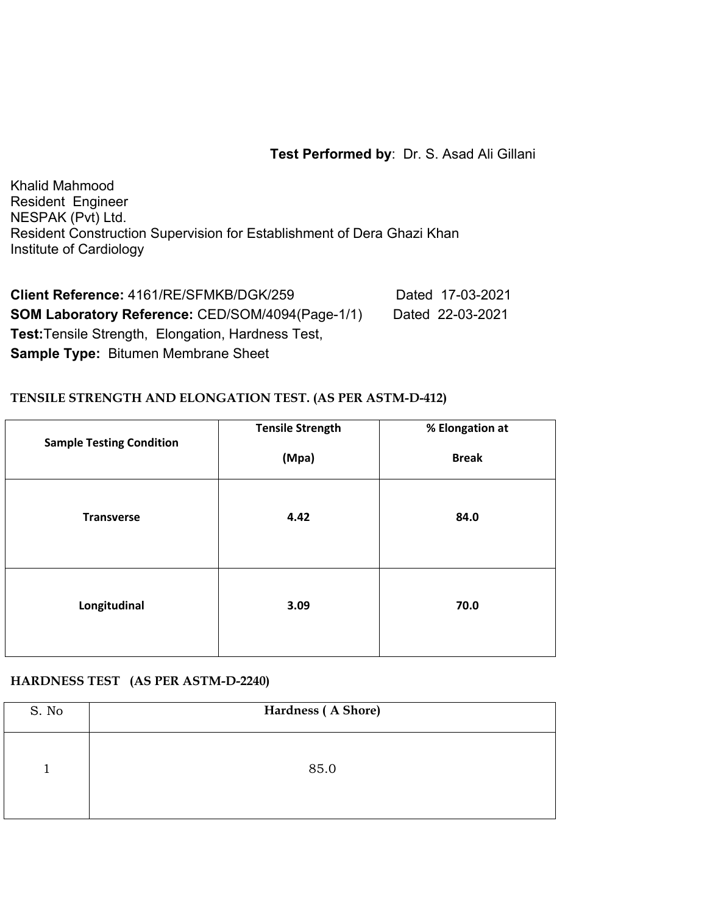**Test Performed by**: Dr. S. Asad Ali Gillani

Khalid Mahmood
Resident Engineer
NESPAK (Pvt) Ltd.
Resident Construction Supervision for Establishment of Dera Ghazi Khan Institute of Cardiology

**Client Reference:** 4161/RE/SFMKB/DGK/259 Dated 17-03-2021
**SOM Laboratory Reference:** CED/SOM/4094(Page-1/1) Dated 22-03-2021
**Test:** Tensile Strength, Elongation, Hardness Test,
**Sample Type:** Bitumen Membrane Sheet

**TENSILE STRENGTH AND ELONGATION TEST. (AS PER ASTM-D-412)**

| Sample Testing Condition | Tensile Strength (Mpa) | % Elongation at Break |
|---|---|---|
| **Transverse** | **4.42** | **84.0** |
| **Longitudinal** | **3.09** | **70.0** |

**HARDNESS TEST (AS PER ASTM-D-2240)**

| S. No | Hardness ( A Shore) |
|---|---|
| 1 | 85.0 |